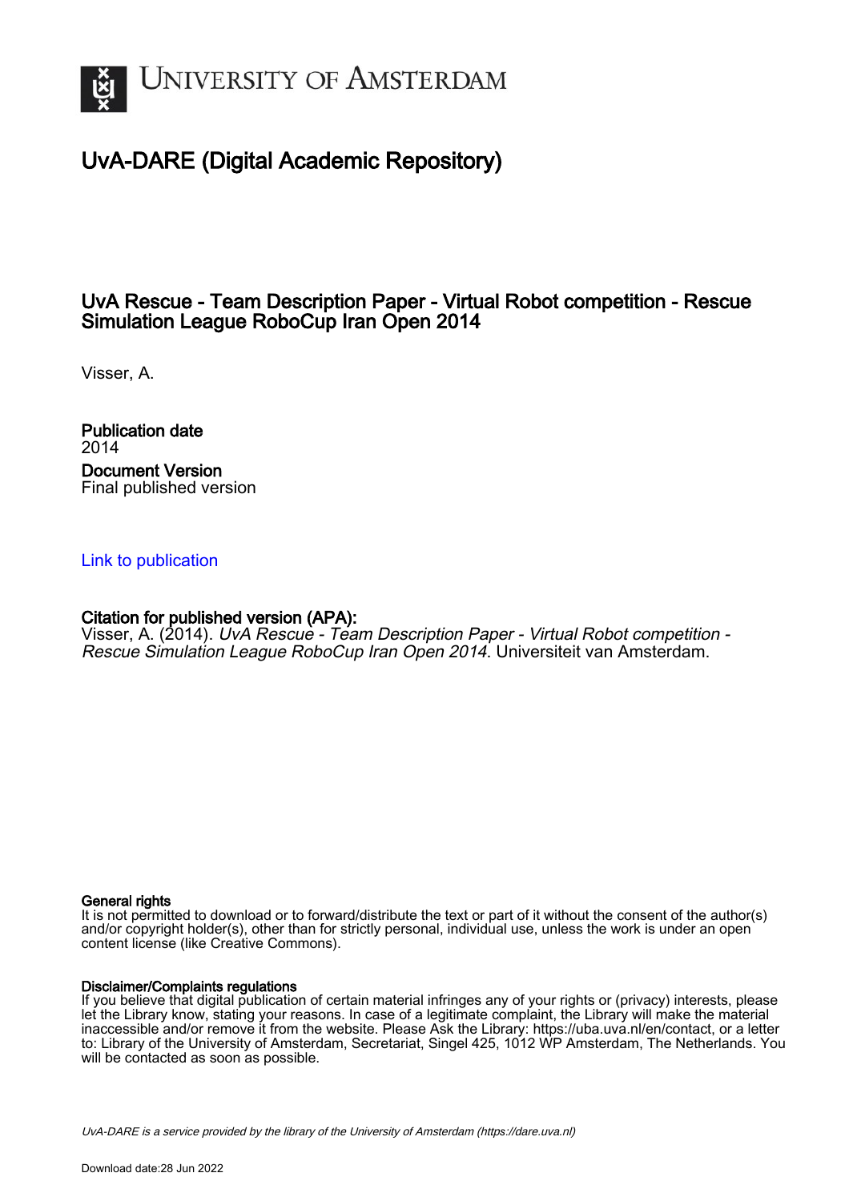University of Amsterdam

# UvA-DARE (Digital Academic Repository)

## UvA Rescue - Team Description Paper - Virtual Robot competition - Rescue Simulation League RoboCup Iran Open 2014

Visser, A.

**Publication date**
2014

**Document Version**
Final published version

Link to publication

**Citation for published version (APA):**
Visser, A. (2014). *UvA Rescue - Team Description Paper - Virtual Robot competition - Rescue Simulation League RoboCup Iran Open 2014*. Universiteit van Amsterdam.

**General rights**
It is not permitted to download or to forward/distribute the text or part of it without the consent of the author(s) and/or copyright holder(s), other than for strictly personal, individual use, unless the work is under an open content license (like Creative Commons).

**Disclaimer/Complaints regulations**
If you believe that digital publication of certain material infringes any of your rights or (privacy) interests, please let the Library know, stating your reasons. In case of a legitimate complaint, the Library will make the material inaccessible and/or remove it from the website. Please Ask the Library: https://uba.uva.nl/en/contact, or a letter to: Library of the University of Amsterdam, Secretariat, Singel 425, 1012 WP Amsterdam, The Netherlands. You will be contacted as soon as possible.

*UvA-DARE is a service provided by the library of the University of Amsterdam (https://dare.uva.nl)*

Download date:28 Jun 2022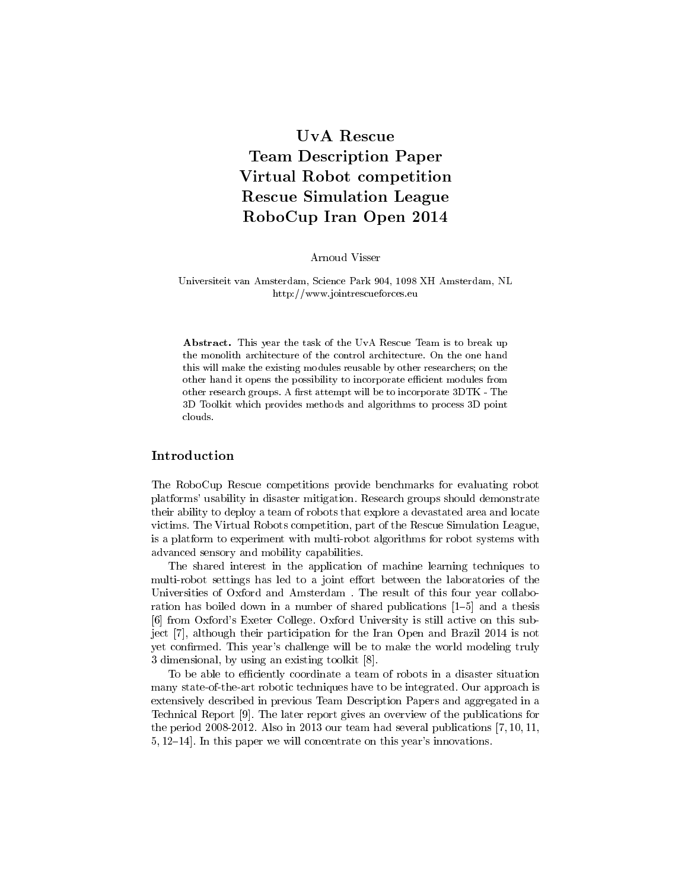# UvA Rescue
# Team Description Paper
# Virtual Robot competition
# Rescue Simulation League
# RoboCup Iran Open 2014

Arnoud Visser

Universiteit van Amsterdam, Science Park 904, 1098 XH Amsterdam, NL
http://www.jointrescueforces.eu

**Abstract.** This year the task of the UvA Rescue Team is to break up the monolith architecture of the control architecture. On the one hand this will make the existing modules reusable by other researchers; on the other hand it opens the possibility to incorporate efficient modules from other research groups. A first attempt will be to incorporate 3DTK - The 3D Toolkit which provides methods and algorithms to process 3D point clouds.

## Introduction

The RoboCup Rescue competitions provide benchmarks for evaluating robot platforms' usability in disaster mitigation. Research groups should demonstrate their ability to deploy a team of robots that explore a devastated area and locate victims. The Virtual Robots competition, part of the Rescue Simulation League, is a platform to experiment with multi-robot algorithms for robot systems with advanced sensory and mobility capabilities.

The shared interest in the application of machine learning techniques to multi-robot settings has led to a joint effort between the laboratories of the Universities of Oxford and Amsterdam . The result of this four year collaboration has boiled down in a number of shared publications [1–5] and a thesis [6] from Oxford's Exeter College. Oxford University is still active on this subject [7], although their participation for the Iran Open and Brazil 2014 is not yet confirmed. This year's challenge will be to make the world modeling truly 3 dimensional, by using an existing toolkit [8].

To be able to efficiently coordinate a team of robots in a disaster situation many state-of-the-art robotic techniques have to be integrated. Our approach is extensively described in previous Team Description Papers and aggregated in a Technical Report [9]. The later report gives an overview of the publications for the period 2008-2012. Also in 2013 our team had several publications [7, 10, 11, 5, 12–14]. In this paper we will concentrate on this year's innovations.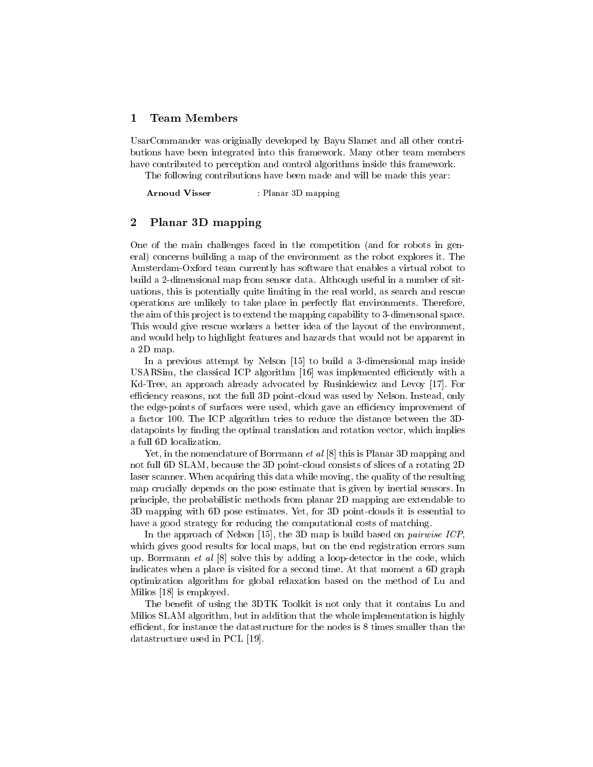## 1 Team Members

UsarCommander was originally developed by Bayu Slamet and all other contributions have been integrated into this framework. Many other team members have contributed to perception and control algorithms inside this framework.

The following contributions have been made and will be made this year:

**Arnoud Visser** : Planar 3D mapping

## 2 Planar 3D mapping

One of the main challenges faced in the competition (and for robots in general) concerns building a map of the environment as the robot explores it. The Amsterdam-Oxford team currently has software that enables a virtual robot to build a 2-dimensional map from sensor data. Although useful in a number of situations, this is potentially quite limiting in the real world, as search and rescue operations are unlikely to take place in perfectly flat environments. Therefore, the aim of this project is to extend the mapping capability to 3-dimensonal space. This would give rescue workers a better idea of the layout of the environment, and would help to highlight features and hazards that would not be apparent in a 2D map.

In a previous attempt by Nelson [15] to build a 3-dimensional map inside USARSim, the classical ICP algorithm [16] was implemented efficiently with a Kd-Tree, an approach already advocated by Rusinkiewicz and Levoy [17]. For efficiency reasons, not the full 3D point-cloud was used by Nelson. Instead, only the edge-points of surfaces were used, which gave an efficiency improvement of a factor 100. The ICP algorithm tries to reduce the distance between the 3D-datapoints by finding the optimal translation and rotation vector, which implies a full 6D localization.

Yet, in the nomenclature of Borrmann *et al* [8] this is Planar 3D mapping and not full 6D SLAM, because the 3D point-cloud consists of slices of a rotating 2D laser scanner. When acquiring this data while moving, the quality of the resulting map crucially depends on the pose estimate that is given by inertial sensors. In principle, the probabilistic methods from planar 2D mapping are extendable to 3D mapping with 6D pose estimates. Yet, for 3D point-clouds it is essential to have a good strategy for reducing the computational costs of matching.

In the approach of Nelson [15], the 3D map is build based on *pairwise ICP*, which gives good results for local maps, but on the end registration errors sum up. Borrmann *et al* [8] solve this by adding a loop-detector in the code, which indicates when a place is visited for a second time. At that moment a 6D graph optimization algorithm for global relaxation based on the method of Lu and Milios [18] is employed.

The benefit of using the 3DTK Toolkit is not only that it contains Lu and Milios SLAM algorithm, but in addition that the whole implementation is highly efficient, for instance the datastructure for the nodes is 8 times smaller than the datastructure used in PCL [19].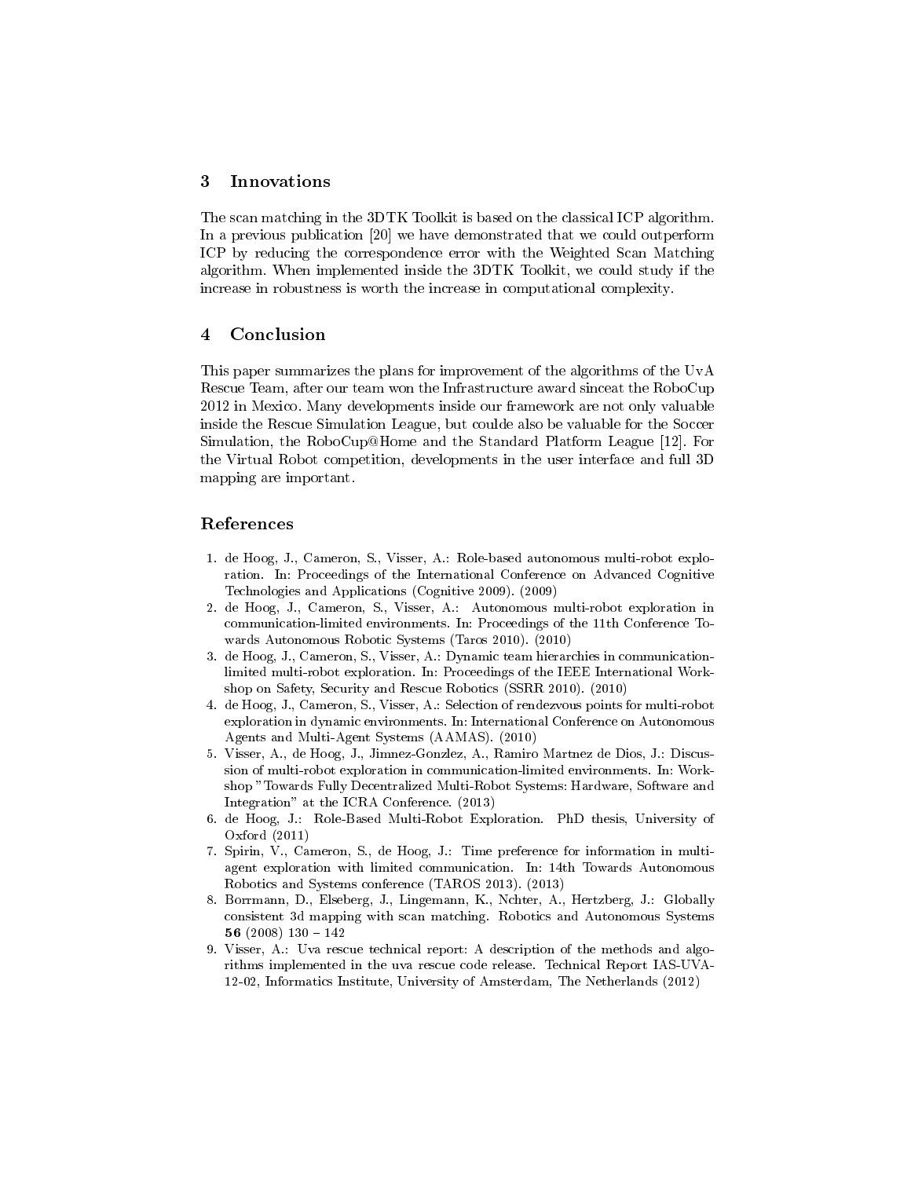## 3 Innovations

The scan matching in the 3DTK Toolkit is based on the classical ICP algorithm. In a previous publication [20] we have demonstrated that we could outperform ICP by reducing the correspondence error with the Weighted Scan Matching algorithm. When implemented inside the 3DTK Toolkit, we could study if the increase in robustness is worth the increase in computational complexity.

## 4 Conclusion

This paper summarizes the plans for improvement of the algorithms of the UvA Rescue Team, after our team won the Infrastructure award sinceat the RoboCup 2012 in Mexico. Many developments inside our framework are not only valuable inside the Rescue Simulation League, but coulde also be valuable for the Soccer Simulation, the RoboCup@Home and the Standard Platform League [12]. For the Virtual Robot competition, developments in the user interface and full 3D mapping are important.

## References

1. de Hoog, J., Cameron, S., Visser, A.: Role-based autonomous multi-robot exploration. In: Proceedings of the International Conference on Advanced Cognitive Technologies and Applications (Cognitive 2009). (2009)
2. de Hoog, J., Cameron, S., Visser, A.: Autonomous multi-robot exploration in communication-limited environments. In: Proceedings of the 11th Conference Towards Autonomous Robotic Systems (Taros 2010). (2010)
3. de Hoog, J., Cameron, S., Visser, A.: Dynamic team hierarchies in communication-limited multi-robot exploration. In: Proceedings of the IEEE International Workshop on Safety, Security and Rescue Robotics (SSRR 2010). (2010)
4. de Hoog, J., Cameron, S., Visser, A.: Selection of rendezvous points for multi-robot exploration in dynamic environments. In: International Conference on Autonomous Agents and Multi-Agent Systems (AAMAS). (2010)
5. Visser, A., de Hoog, J., Jimnez-Gonzlez, A., Ramiro Martnez de Dios, J.: Discussion of multi-robot exploration in communication-limited environments. In: Workshop "Towards Fully Decentralized Multi-Robot Systems: Hardware, Software and Integration" at the ICRA Conference. (2013)
6. de Hoog, J.: Role-Based Multi-Robot Exploration. PhD thesis, University of Oxford (2011)
7. Spirin, V., Cameron, S., de Hoog, J.: Time preference for information in multi-agent exploration with limited communication. In: 14th Towards Autonomous Robotics and Systems conference (TAROS 2013). (2013)
8. Borrmann, D., Elseberg, J., Lingemann, K., Nchter, A., Hertzberg, J.: Globally consistent 3d mapping with scan matching. Robotics and Autonomous Systems **56** (2008) 130 – 142
9. Visser, A.: Uva rescue technical report: A description of the methods and algorithms implemented in the uva rescue code release. Technical Report IAS-UVA-12-02, Informatics Institute, University of Amsterdam, The Netherlands (2012)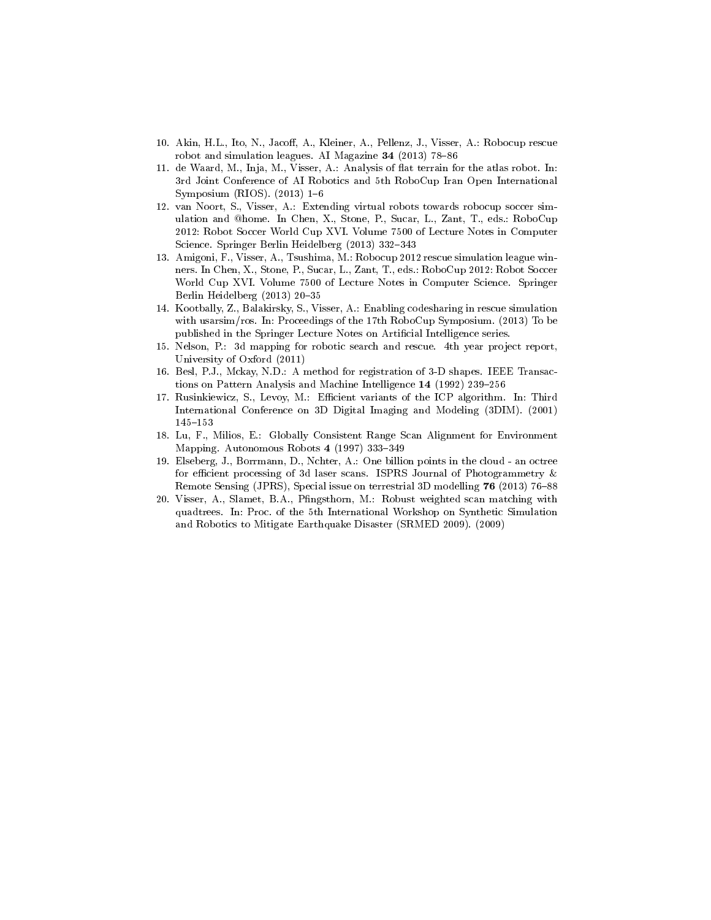10. Akin, H.L., Ito, N., Jacoff, A., Kleiner, A., Pellenz, J., Visser, A.: Robocup rescue robot and simulation leagues. AI Magazine **34** (2013) 78–86
11. de Waard, M., Inja, M., Visser, A.: Analysis of flat terrain for the atlas robot. In: 3rd Joint Conference of AI Robotics and 5th RoboCup Iran Open International Symposium (RIOS). (2013) 1–6
12. van Noort, S., Visser, A.: Extending virtual robots towards robocup soccer simulation and @home. In Chen, X., Stone, P., Sucar, L., Zant, T., eds.: RoboCup 2012: Robot Soccer World Cup XVI. Volume 7500 of Lecture Notes in Computer Science. Springer Berlin Heidelberg (2013) 332–343
13. Amigoni, F., Visser, A., Tsushima, M.: Robocup 2012 rescue simulation league winners. In Chen, X., Stone, P., Sucar, L., Zant, T., eds.: RoboCup 2012: Robot Soccer World Cup XVI. Volume 7500 of Lecture Notes in Computer Science. Springer Berlin Heidelberg (2013) 20–35
14. Kootbally, Z., Balakirsky, S., Visser, A.: Enabling codesharing in rescue simulation with usarsim/ros. In: Proceedings of the 17th RoboCup Symposium. (2013) To be published in the Springer Lecture Notes on Artificial Intelligence series.
15. Nelson, P.: 3d mapping for robotic search and rescue. 4th year project report, University of Oxford (2011)
16. Besl, P.J., Mckay, N.D.: A method for registration of 3-D shapes. IEEE Transactions on Pattern Analysis and Machine Intelligence **14** (1992) 239–256
17. Rusinkiewicz, S., Levoy, M.: Efficient variants of the ICP algorithm. In: Third International Conference on 3D Digital Imaging and Modeling (3DIM). (2001) 145–153
18. Lu, F., Milios, E.: Globally Consistent Range Scan Alignment for Environment Mapping. Autonomous Robots **4** (1997) 333–349
19. Elseberg, J., Borrmann, D., Nchter, A.: One billion points in the cloud - an octree for efficient processing of 3d laser scans. ISPRS Journal of Photogrammetry & Remote Sensing (JPRS), Special issue on terrestrial 3D modelling **76** (2013) 76–88
20. Visser, A., Slamet, B.A., Pfingsthorn, M.: Robust weighted scan matching with quadtrees. In: Proc. of the 5th International Workshop on Synthetic Simulation and Robotics to Mitigate Earthquake Disaster (SRMED 2009). (2009)